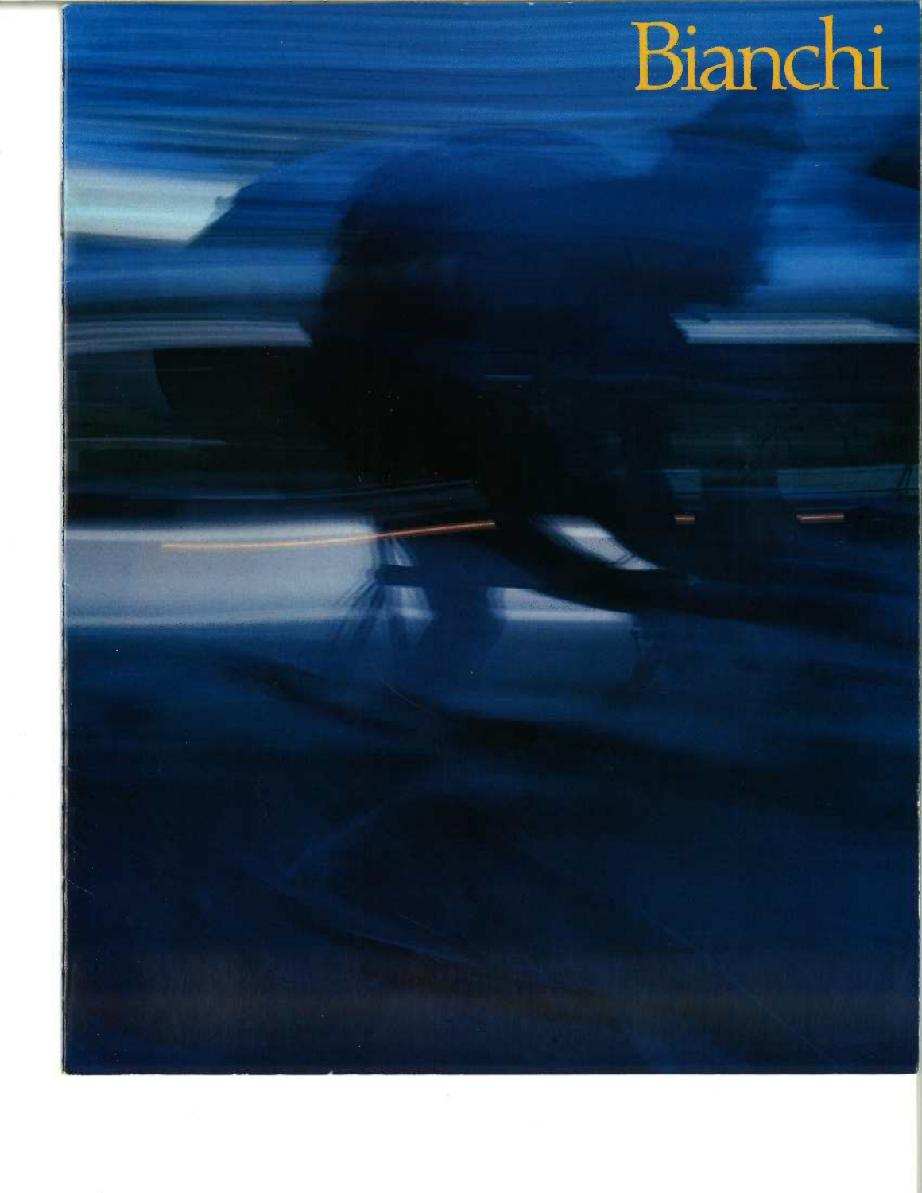# Bianchi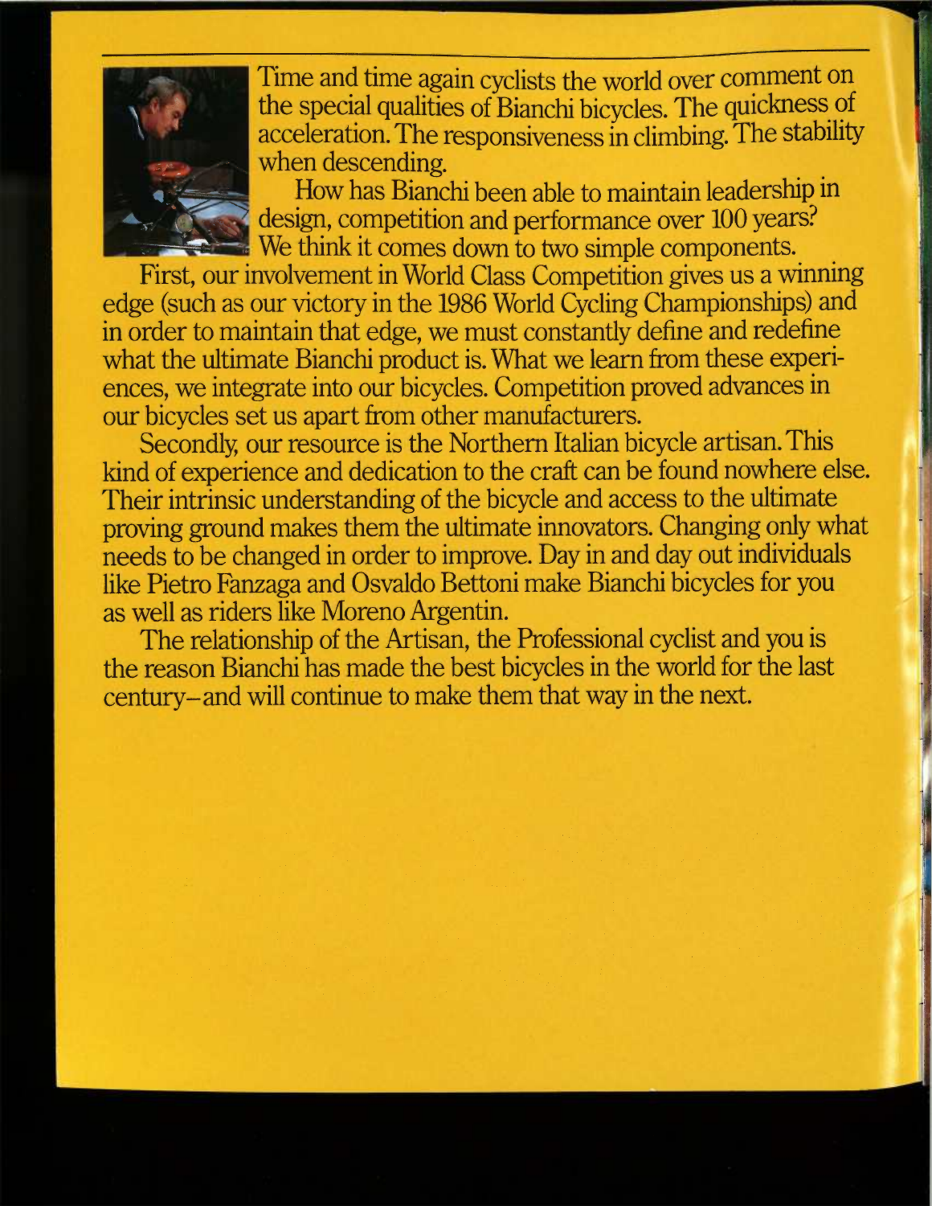Time and time again cyclists the world over comment on the special qualities of Bianchi bicycles. The quickness of acceleration. The responsiveness in climbing. The stability when descending.

How has Bianchi been able to maintain leadership in design, competition and performance over 100 years? We think it comes down to two simple components.

First, our involvement in World Class Competition gives us a winning edge (such as our victory in the 1986 World Cycling Championships) and in order to maintain that edge, we must constantly define and redefine what the ultimate Bianchi product is. What we learn from these experiences, we integrate into our bicycles. Competition proved advances in our bicycles set us apart from other manufacturers.

Secondly, our resource is the Northern Italian bicycle artisan. This kind of experience and dedication to the craft can be found nowhere else. Their intrinsic understanding of the bicycle and access to the ultimate proving ground makes them the ultimate innovators. Changing only what needs to be changed in order to improve. Day in and day out individuals like Pietro Fanzaga and Osvaldo Bettoni make Bianchi bicycles for you as well as riders like Moreno Argentin.

The relationship of the Artisan, the Professional cyclist and you is the reason Bianchi has made the best bicycles in the world for the last century–and will continue to make them that way in the next.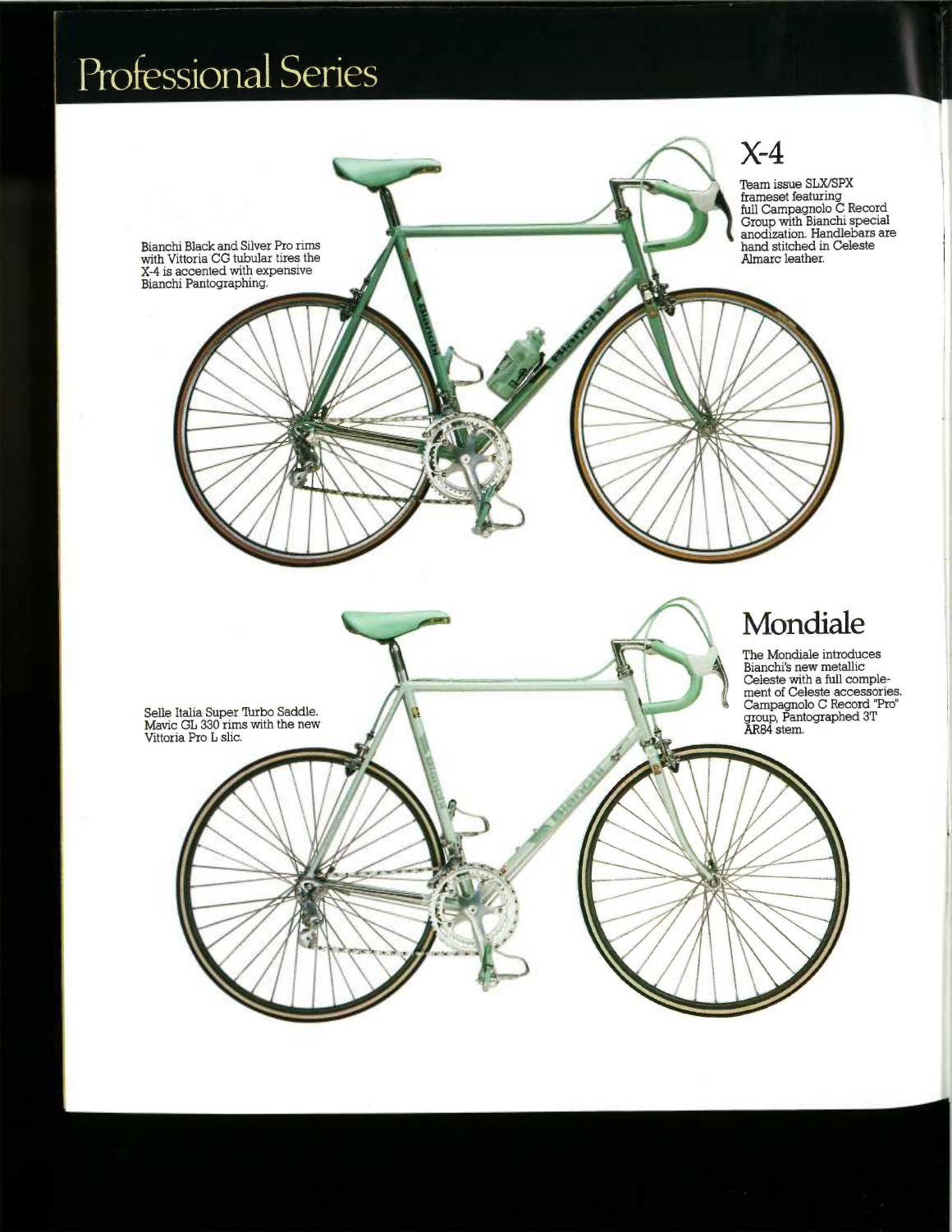# Professional Series

## X-4

Team issue SLX/SPX frameset featuring full Campagnolo C Record Group with Bianchi special anodization. Handlebars are hand stitched in Celeste Almarc leather.

Bianchi Black and Silver Pro rims with Vittoria CG tubular tires the X-4 is accented with expensive Bianchi Pantographing.

## Mondiale

The Mondiale introduces Bianchi's new metallic Celeste with a full complement of Celeste accessories. Campagnolo C Record "Pro" group, Pantographed 3T AR84 stem.

Selle Italia Super Turbo Saddle. Mavic GL 330 rims with the new Vittoria Pro L slic.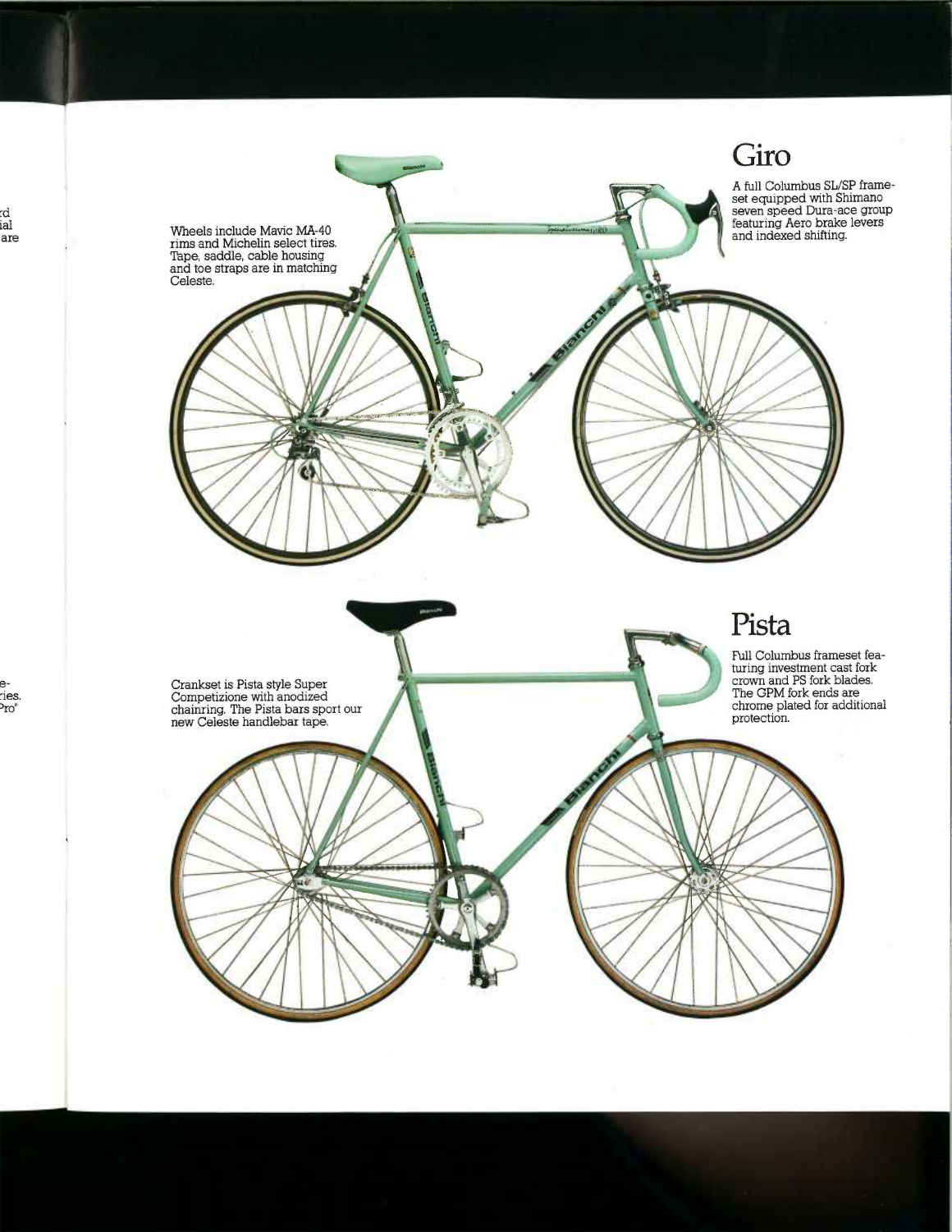## Giro

A full Columbus SL/SP frameset equipped with Shimano seven speed Dura-ace group featuring Aero brake levers and indexed shifting.

Wheels include Mavic MA-40 rims and Michelin select tires. Tape, saddle, cable housing and toe straps are in matching Celeste.

## Pista

Full Columbus frameset featuring investment cast fork crown and PS fork blades. The GPM fork ends are chrome plated for additional protection.

Crankset is Pista style Super Competizione with anodized chainring. The Pista bars sport our new Celeste handlebar tape.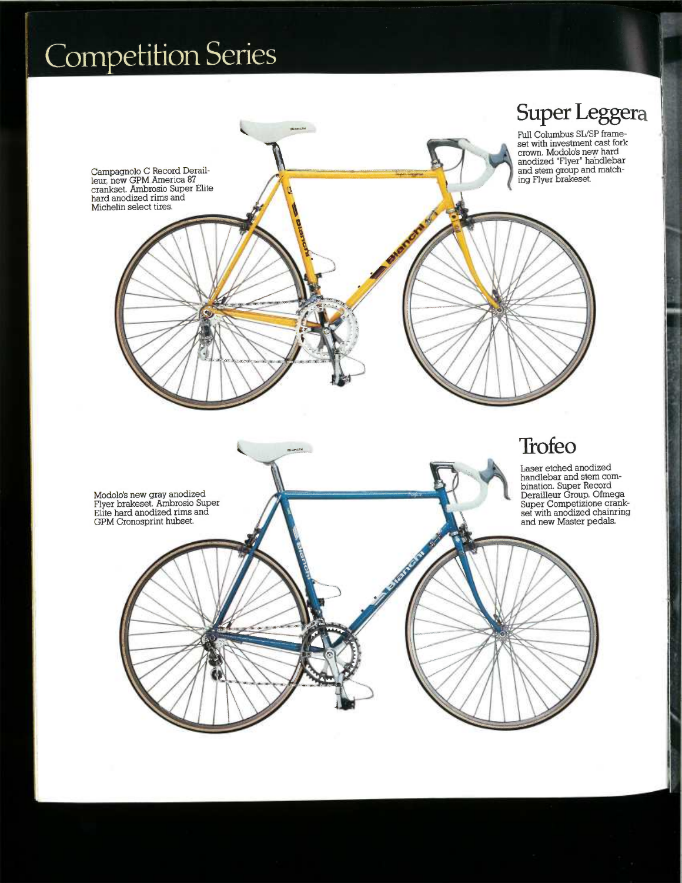# Competition Series

## Super Leggera

Full Columbus SL/SP frameset with investment cast fork crown. Modolo's new hard anodized "Flyer" handlebar and stem group and matching Flyer brakeset.

Campagnolo C Record Derailleur, new GPM America 87 crankset. Ambrosio Super Elite hard anodized rims and Michelin select tires.

## Trofeo

Laser etched anodized handlebar and stem combination. Super Record Derailleur Group. Ofmega Super Competizione crankset with anodized chainring and new Master pedals.

Modolo's new gray anodized Flyer brakeset. Ambrosio Super Elite hard anodized rims and GPM Cronosprint hubset.